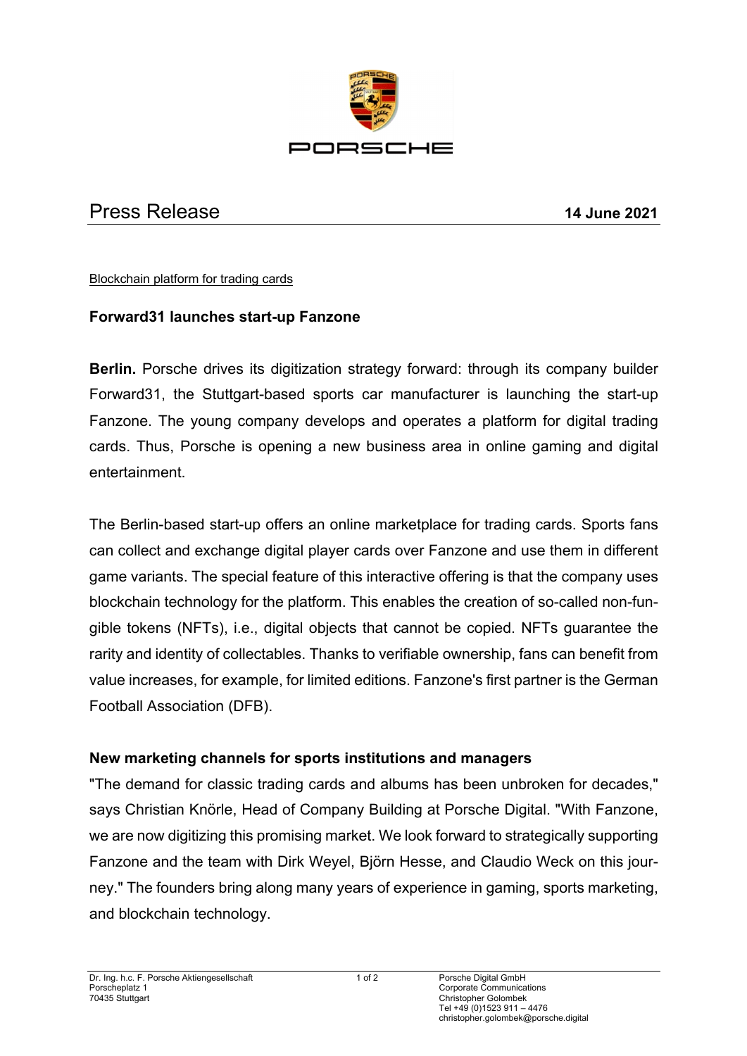# Press Release

**14 June 2021**

Blockchain platform for trading cards

## Forward31 launches start-up Fanzone

**Berlin.** Porsche drives its digitization strategy forward: through its company builder Forward31, the Stuttgart-based sports car manufacturer is launching the start-up Fanzone. The young company develops and operates a platform for digital trading cards. Thus, Porsche is opening a new business area in online gaming and digital entertainment.

The Berlin-based start-up offers an online marketplace for trading cards. Sports fans can collect and exchange digital player cards over Fanzone and use them in different game variants. The special feature of this interactive offering is that the company uses blockchain technology for the platform. This enables the creation of so-called non-fungible tokens (NFTs), i.e., digital objects that cannot be copied. NFTs guarantee the rarity and identity of collectables. Thanks to verifiable ownership, fans can benefit from value increases, for example, for limited editions. Fanzone's first partner is the German Football Association (DFB).

### New marketing channels for sports institutions and managers

"The demand for classic trading cards and albums has been unbroken for decades," says Christian Knörle, Head of Company Building at Porsche Digital. "With Fanzone, we are now digitizing this promising market. We look forward to strategically supporting Fanzone and the team with Dirk Weyel, Björn Hesse, and Claudio Weck on this journey." The founders bring along many years of experience in gaming, sports marketing, and blockchain technology.

Dr. Ing. h.c. F. Porsche Aktiengesellschaft
Porscheplatz 1
70435 Stuttgart

Porsche Digital GmbH
Corporate Communications
Christopher Golombek
Tel +49 (0)1523 911 – 4476
christopher.golombek@porsche.digital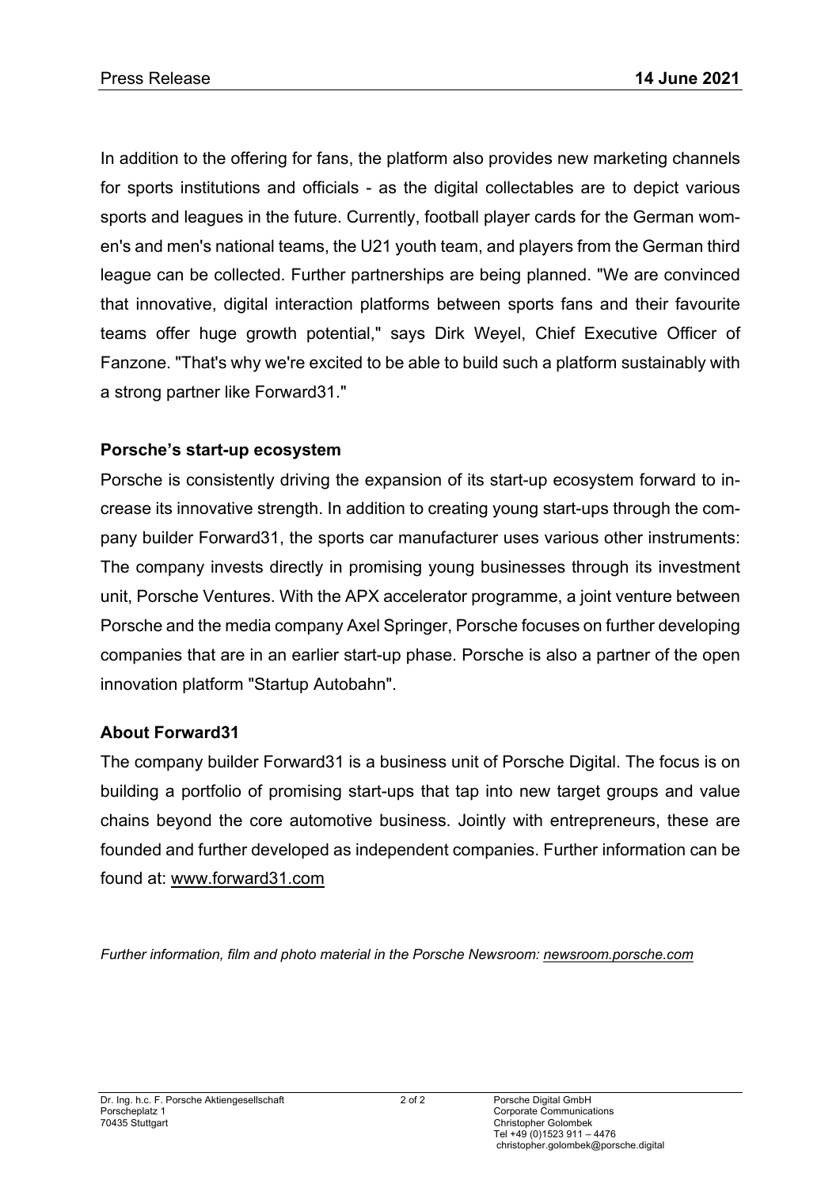In addition to the offering for fans, the platform also provides new marketing channels for sports institutions and officials - as the digital collectables are to depict various sports and leagues in the future. Currently, football player cards for the German women's and men's national teams, the U21 youth team, and players from the German third league can be collected. Further partnerships are being planned. "We are convinced that innovative, digital interaction platforms between sports fans and their favourite teams offer huge growth potential," says Dirk Weyel, Chief Executive Officer of Fanzone. "That's why we're excited to be able to build such a platform sustainably with a strong partner like Forward31."

**Porsche's start-up ecosystem**

Porsche is consistently driving the expansion of its start-up ecosystem forward to increase its innovative strength. In addition to creating young start-ups through the company builder Forward31, the sports car manufacturer uses various other instruments: The company invests directly in promising young businesses through its investment unit, Porsche Ventures. With the APX accelerator programme, a joint venture between Porsche and the media company Axel Springer, Porsche focuses on further developing companies that are in an earlier start-up phase. Porsche is also a partner of the open innovation platform "Startup Autobahn".

**About Forward31**

The company builder Forward31 is a business unit of Porsche Digital. The focus is on building a portfolio of promising start-ups that tap into new target groups and value chains beyond the core automotive business. Jointly with entrepreneurs, these are founded and further developed as independent companies. Further information can be found at: www.forward31.com

*Further information, film and photo material in the Porsche Newsroom: newsroom.porsche.com*

Dr. Ing. h.c. F. Porsche Aktiengesellschaft
Porscheplatz 1
70435 Stuttgart

Porsche Digital GmbH
Corporate Communications
Christopher Golombek
Tel +49 (0)1523 911 – 4476
christopher.golombek@porsche.digital